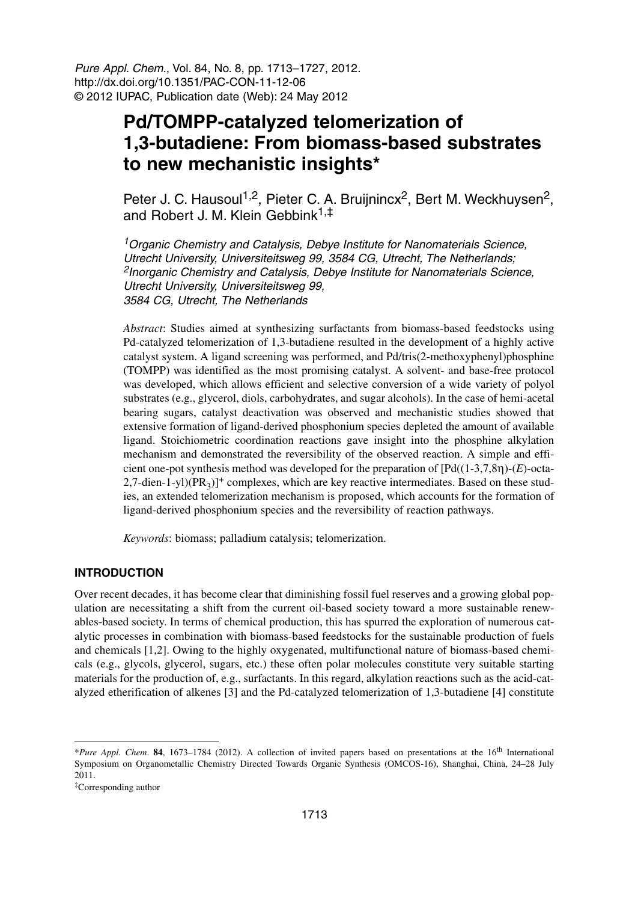# Pd/TOMPP-catalyzed telomerization of 1,3-butadiene: From biomass-based substrates to new mechanistic insights*

Peter J. C. Hausoul[1,2], Pieter C. A. Bruijnincx[2], Bert M. Weckhuysen[2], and Robert J. M. Klein Gebbink[1,‡]

[1] *Organic Chemistry and Catalysis, Debye Institute for Nanomaterials Science, Utrecht University, Universiteitsweg 99, 3584 CG, Utrecht, The Netherlands;*
[2] *Inorganic Chemistry and Catalysis, Debye Institute for Nanomaterials Science, Utrecht University, Universiteitsweg 99, 3584 CG, Utrecht, The Netherlands*

*Abstract*: Studies aimed at synthesizing surfactants from biomass-based feedstocks using Pd-catalyzed telomerization of 1,3-butadiene resulted in the development of a highly active catalyst system. A ligand screening was performed, and Pd/tris(2-methoxyphenyl)phosphine (TOMPP) was identified as the most promising catalyst. A solvent- and base-free protocol was developed, which allows efficient and selective conversion of a wide variety of polyol substrates (e.g., glycerol, diols, carbohydrates, and sugar alcohols). In the case of hemi-acetal bearing sugars, catalyst deactivation was observed and mechanistic studies showed that extensive formation of ligand-derived phosphonium species depleted the amount of available ligand. Stoichiometric coordination reactions gave insight into the phosphine alkylation mechanism and demonstrated the reversibility of the observed reaction. A simple and efficient one-pot synthesis method was developed for the preparation of [Pd((1-3,7,8η)-(*E*)-octa-2,7-dien-1-yl)($PR_3$)]$^+$ complexes, which are key reactive intermediates. Based on these studies, an extended telomerization mechanism is proposed, which accounts for the formation of ligand-derived phosphonium species and the reversibility of reaction pathways.

*Keywords*: biomass; palladium catalysis; telomerization.

## INTRODUCTION

Over recent decades, it has become clear that diminishing fossil fuel reserves and a growing global population are necessitating a shift from the current oil-based society toward a more sustainable renewables-based society. In terms of chemical production, this has spurred the exploration of numerous catalytic processes in combination with biomass-based feedstocks for the sustainable production of fuels and chemicals [1,2]. Owing to the highly oxygenated, multifunctional nature of biomass-based chemicals (e.g., glycols, glycerol, sugars, etc.) these often polar molecules constitute very suitable starting materials for the production of, e.g., surfactants. In this regard, alkylation reactions such as the acid-catalyzed etherification of alkenes [3] and the Pd-catalyzed telomerization of 1,3-butadiene [4] constitute

---

*Pure Appl. Chem.* **84**, 1673–1784 (2012). A collection of invited papers based on presentations at the 16th International Symposium on Organometallic Chemistry Directed Towards Organic Synthesis (OMCOS-16), Shanghai, China, 24–28 July 2011.

‡Corresponding author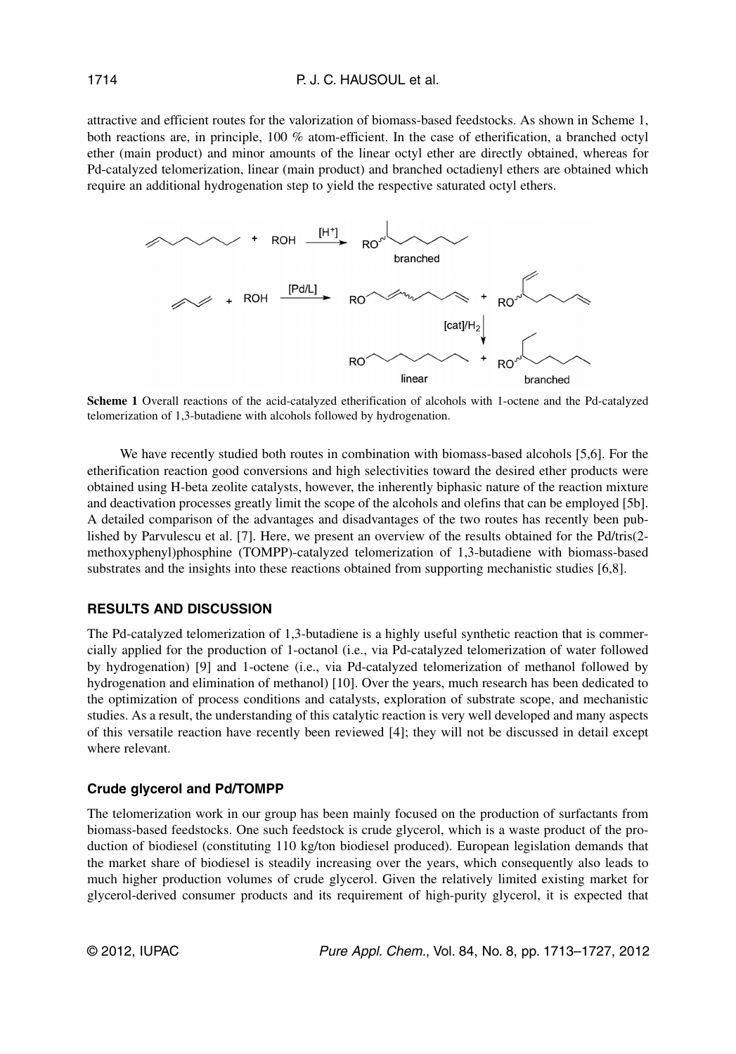attractive and efficient routes for the valorization of biomass-based feedstocks. As shown in Scheme 1, both reactions are, in principle, 100 % atom-efficient. In the case of etherification, a branched octyl ether (main product) and minor amounts of the linear octyl ether are directly obtained, whereas for Pd-catalyzed telomerization, linear (main product) and branched octadienyl ethers are obtained which require an additional hydrogenation step to yield the respective saturated octyl ethers.

**Scheme 1** Overall reactions of the acid-catalyzed etherification of alcohols with 1-octene and the Pd-catalyzed telomerization of 1,3-butadiene with alcohols followed by hydrogenation.

We have recently studied both routes in combination with biomass-based alcohols [5,6]. For the etherification reaction good conversions and high selectivities toward the desired ether products were obtained using H-beta zeolite catalysts, however, the inherently biphasic nature of the reaction mixture and deactivation processes greatly limit the scope of the alcohols and olefins that can be employed [5b]. A detailed comparison of the advantages and disadvantages of the two routes has recently been published by Parvulescu et al. [7]. Here, we present an overview of the results obtained for the Pd/tris(2-methoxyphenyl)phosphine (TOMPP)-catalyzed telomerization of 1,3-butadiene with biomass-based substrates and the insights into these reactions obtained from supporting mechanistic studies [6,8].

## RESULTS AND DISCUSSION

The Pd-catalyzed telomerization of 1,3-butadiene is a highly useful synthetic reaction that is commercially applied for the production of 1-octanol (i.e., via Pd-catalyzed telomerization of water followed by hydrogenation) [9] and 1-octene (i.e., via Pd-catalyzed telomerization of methanol followed by hydrogenation and elimination of methanol) [10]. Over the years, much research has been dedicated to the optimization of process conditions and catalysts, exploration of substrate scope, and mechanistic studies. As a result, the understanding of this catalytic reaction is very well developed and many aspects of this versatile reaction have recently been reviewed [4]; they will not be discussed in detail except where relevant.

### Crude glycerol and Pd/TOMPP

The telomerization work in our group has been mainly focused on the production of surfactants from biomass-based feedstocks. One such feedstock is crude glycerol, which is a waste product of the production of biodiesel (constituting 110 kg/ton biodiesel produced). European legislation demands that the market share of biodiesel is steadily increasing over the years, which consequently also leads to much higher production volumes of crude glycerol. Given the relatively limited existing market for glycerol-derived consumer products and its requirement of high-purity glycerol, it is expected that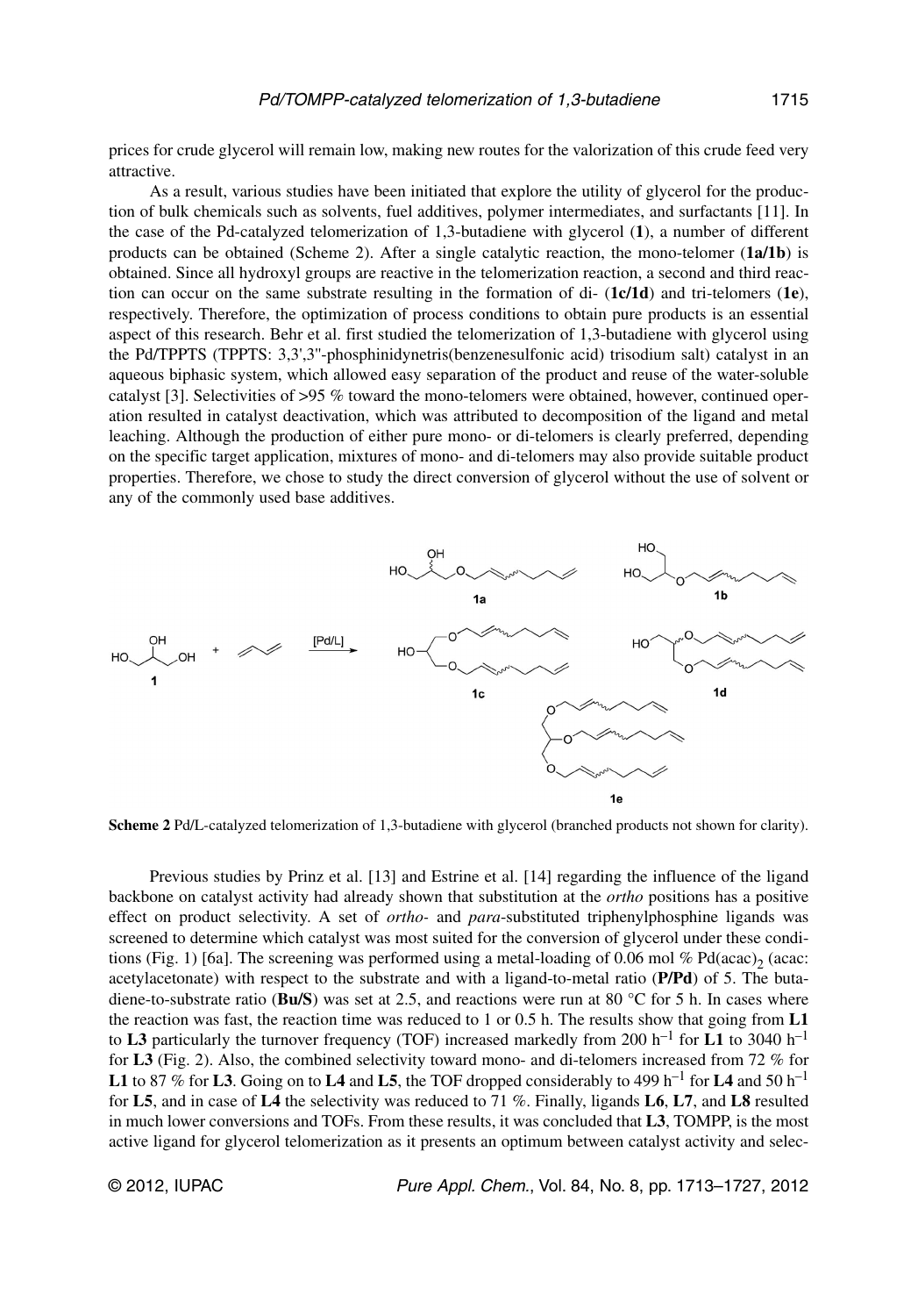prices for crude glycerol will remain low, making new routes for the valorization of this crude feed very attractive.

As a result, various studies have been initiated that explore the utility of glycerol for the production of bulk chemicals such as solvents, fuel additives, polymer intermediates, and surfactants [11]. In the case of the Pd-catalyzed telomerization of 1,3-butadiene with glycerol (**1**), a number of different products can be obtained (Scheme 2). After a single catalytic reaction, the mono-telomer (**1a/1b**) is obtained. Since all hydroxyl groups are reactive in the telomerization reaction, a second and third reaction can occur on the same substrate resulting in the formation of di- (**1c/1d**) and tri-telomers (**1e**), respectively. Therefore, the optimization of process conditions to obtain pure products is an essential aspect of this research. Behr et al. first studied the telomerization of 1,3-butadiene with glycerol using the Pd/TPPTS (TPPTS: 3,3',3''-phosphinidynetris(benzenesulfonic acid) trisodium salt) catalyst in an aqueous biphasic system, which allowed easy separation of the product and reuse of the water-soluble catalyst [3]. Selectivities of >95 % toward the mono-telomers were obtained, however, continued operation resulted in catalyst deactivation, which was attributed to decomposition of the ligand and metal leaching. Although the production of either pure mono- or di-telomers is clearly preferred, depending on the specific target application, mixtures of mono- and di-telomers may also provide suitable product properties. Therefore, we chose to study the direct conversion of glycerol without the use of solvent or any of the commonly used base additives.

**Scheme 2** Pd/L-catalyzed telomerization of 1,3-butadiene with glycerol (branched products not shown for clarity).

Previous studies by Prinz et al. [13] and Estrine et al. [14] regarding the influence of the ligand backbone on catalyst activity had already shown that substitution at the *ortho* positions has a positive effect on product selectivity. A set of *ortho*- and *para*-substituted triphenylphosphine ligands was screened to determine which catalyst was most suited for the conversion of glycerol under these conditions (Fig. 1) [6a]. The screening was performed using a metal-loading of 0.06 mol % $Pd(acac)_2$ (acac: acetylacetonate) with respect to the substrate and with a ligand-to-metal ratio (**P/Pd**) of 5. The butadiene-to-substrate ratio (**Bu/S**) was set at 2.5, and reactions were run at 80 °C for 5 h. In cases where the reaction was fast, the reaction time was reduced to 1 or 0.5 h. The results show that going from **L1** to **L3** particularly the turnover frequency (TOF) increased markedly from 200 $h^{-1}$ for **L1** to 3040 $h^{-1}$ for **L3** (Fig. 2). Also, the combined selectivity toward mono- and di-telomers increased from 72 % for **L1** to 87 % for **L3**. Going on to **L4** and **L5**, the TOF dropped considerably to 499 $h^{-1}$ for **L4** and 50 $h^{-1}$ for **L5**, and in case of **L4** the selectivity was reduced to 71 %. Finally, ligands **L6**, **L7**, and **L8** resulted in much lower conversions and TOFs. From these results, it was concluded that **L3**, TOMPP, is the most active ligand for glycerol telomerization as it presents an optimum between catalyst activity and selec-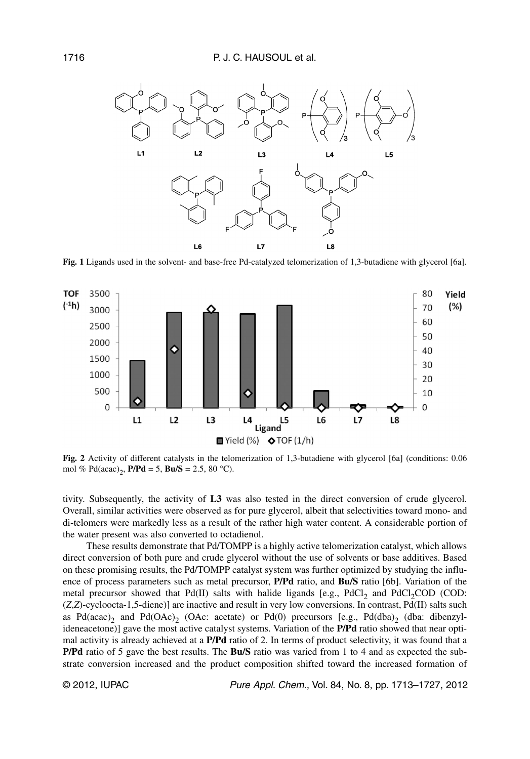**Fig. 1** Ligands used in the solvent- and base-free Pd-catalyzed telomerization of 1,3-butadiene with glycerol [6a].

**Fig. 2** Activity of different catalysts in the telomerization of 1,3-butadiene with glycerol [6a] (conditions: 0.06 mol % $Pd(acac)_2$, **P/Pd** = 5, **Bu/S** = 2.5, 80 °C).

tivity. Subsequently, the activity of **L3** was also tested in the direct conversion of crude glycerol. Overall, similar activities were observed as for pure glycerol, albeit that selectivities toward mono- and di-telomers were markedly less as a result of the rather high water content. A considerable portion of the water present was also converted to octadienol.

These results demonstrate that Pd/TOMPP is a highly active telomerization catalyst, which allows direct conversion of both pure and crude glycerol without the use of solvents or base additives. Based on these promising results, the Pd/TOMPP catalyst system was further optimized by studying the influence of process parameters such as metal precursor, **P/Pd** ratio, and **Bu/S** ratio [6b]. Variation of the metal precursor showed that Pd(II) salts with halide ligands [e.g., $PdCl_2$ and $PdCl_2COD$ (COD: (*Z*,*Z*)-cycloocta-1,5-diene)] are inactive and result in very low conversions. In contrast, Pd(II) salts such as $Pd(acac)_2$ and $Pd(OAc)_2$ (OAc: acetate) or Pd(0) precursors [e.g., $Pd(dba)_2$ (dba: dibenzylideneacetone)] gave the most active catalyst systems. Variation of the **P/Pd** ratio showed that near optimal activity is already achieved at a **P/Pd** ratio of 2. In terms of product selectivity, it was found that a **P/Pd** ratio of 5 gave the best results. The **Bu/S** ratio was varied from 1 to 4 and as expected the substrate conversion increased and the product composition shifted toward the increased formation of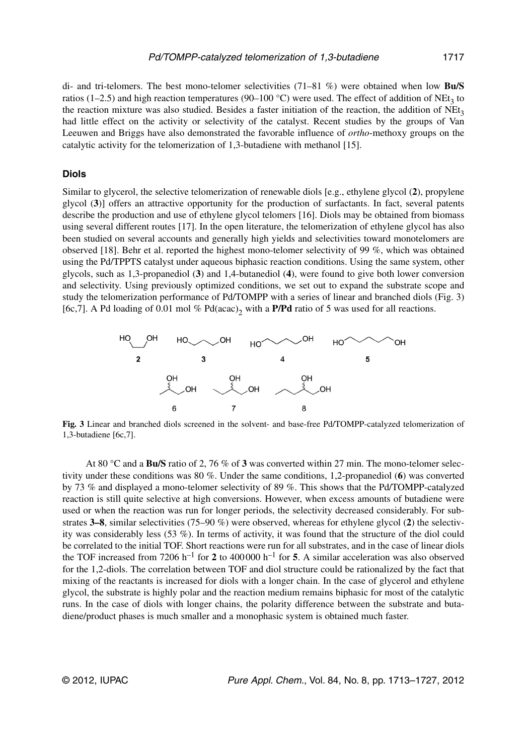di- and tri-telomers. The best mono-telomer selectivities (71–81 %) were obtained when low **Bu/S** ratios (1–2.5) and high reaction temperatures (90–100 °C) were used. The effect of addition of $NEt_3$ to the reaction mixture was also studied. Besides a faster initiation of the reaction, the addition of $NEt_3$ had little effect on the activity or selectivity of the catalyst. Recent studies by the groups of Van Leeuwen and Briggs have also demonstrated the favorable influence of *ortho*-methoxy groups on the catalytic activity for the telomerization of 1,3-butadiene with methanol [15].

### Diols

Similar to glycerol, the selective telomerization of renewable diols [e.g., ethylene glycol (**2**), propylene glycol (**3**)] offers an attractive opportunity for the production of surfactants. In fact, several patents describe the production and use of ethylene glycol telomers [16]. Diols may be obtained from biomass using several different routes [17]. In the open literature, the telomerization of ethylene glycol has also been studied on several accounts and generally high yields and selectivities toward monotelomers are observed [18]. Behr et al. reported the highest mono-telomer selectivity of 99 %, which was obtained using the Pd/TPPTS catalyst under aqueous biphasic reaction conditions. Using the same system, other glycols, such as 1,3-propanediol (**3**) and 1,4-butanediol (**4**), were found to give both lower conversion and selectivity. Using previously optimized conditions, we set out to expand the substrate scope and study the telomerization performance of Pd/TOMPP with a series of linear and branched diols (Fig. 3) [6c,7]. A Pd loading of 0.01 mol % $Pd(acac)_2$ with a **P/Pd** ratio of 5 was used for all reactions.

**Fig. 3** Linear and branched diols screened in the solvent- and base-free Pd/TOMPP-catalyzed telomerization of 1,3-butadiene [6c,7].

At 80 °C and a **Bu/S** ratio of 2, 76 % of **3** was converted within 27 min. The mono-telomer selectivity under these conditions was 80 %. Under the same conditions, 1,2-propanediol (**6**) was converted by 73 % and displayed a mono-telomer selectivity of 89 %. This shows that the Pd/TOMPP-catalyzed reaction is still quite selective at high conversions. However, when excess amounts of butadiene were used or when the reaction was run for longer periods, the selectivity decreased considerably. For substrates **3–8**, similar selectivities (75–90 %) were observed, whereas for ethylene glycol (**2**) the selectivity was considerably less (53 %). In terms of activity, it was found that the structure of the diol could be correlated to the initial TOF. Short reactions were run for all substrates, and in the case of linear diols the TOF increased from 7206 $h^{-1}$ for **2** to 400000 $h^{-1}$ for **5**. A similar acceleration was also observed for the 1,2-diols. The correlation between TOF and diol structure could be rationalized by the fact that mixing of the reactants is increased for diols with a longer chain. In the case of glycerol and ethylene glycol, the substrate is highly polar and the reaction medium remains biphasic for most of the catalytic runs. In the case of diols with longer chains, the polarity difference between the substrate and butadiene/product phases is much smaller and a monophasic system is obtained much faster.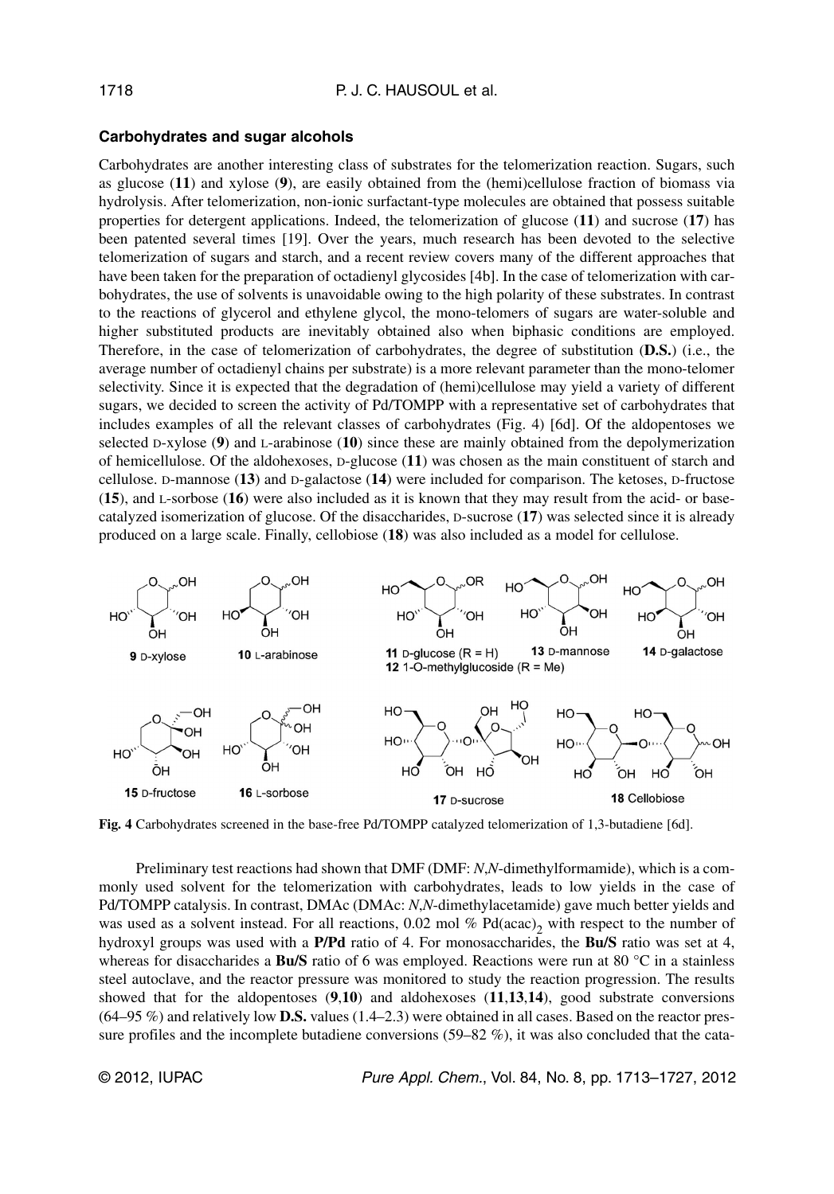### Carbohydrates and sugar alcohols

Carbohydrates are another interesting class of substrates for the telomerization reaction. Sugars, such as glucose (**11**) and xylose (**9**), are easily obtained from the (hemi)cellulose fraction of biomass via hydrolysis. After telomerization, non-ionic surfactant-type molecules are obtained that possess suitable properties for detergent applications. Indeed, the telomerization of glucose (**11**) and sucrose (**17**) has been patented several times [19]. Over the years, much research has been devoted to the selective telomerization of sugars and starch, and a recent review covers many of the different approaches that have been taken for the preparation of octadienyl glycosides [4b]. In the case of telomerization with carbohydrates, the use of solvents is unavoidable owing to the high polarity of these substrates. In contrast to the reactions of glycerol and ethylene glycol, the mono-telomers of sugars are water-soluble and higher substituted products are inevitably obtained also when biphasic conditions are employed. Therefore, in the case of telomerization of carbohydrates, the degree of substitution (**D.S.**) (i.e., the average number of octadienyl chains per substrate) is a more relevant parameter than the mono-telomer selectivity. Since it is expected that the degradation of (hemi)cellulose may yield a variety of different sugars, we decided to screen the activity of Pd/TOMPP with a representative set of carbohydrates that includes examples of all the relevant classes of carbohydrates (Fig. 4) [6d]. Of the aldopentoses we selected D-xylose (**9**) and L-arabinose (**10**) since these are mainly obtained from the depolymerization of hemicellulose. Of the aldohexoses, D-glucose (**11**) was chosen as the main constituent of starch and cellulose. D-mannose (**13**) and D-galactose (**14**) were included for comparison. The ketoses, D-fructose (**15**), and L-sorbose (**16**) were also included as it is known that they may result from the acid- or base-catalyzed isomerization of glucose. Of the disaccharides, D-sucrose (**17**) was selected since it is already produced on a large scale. Finally, cellobiose (**18**) was also included as a model for cellulose.

**9** D-xylose; **10** L-arabinose; **11** D-glucose (R = H); **12** 1-O-methylglucoside (R = Me); **13** D-mannose; **14** D-galactose; **15** D-fructose; **16** L-sorbose; **17** D-sucrose; **18** Cellobiose

**Fig. 4** Carbohydrates screened in the base-free Pd/TOMPP catalyzed telomerization of 1,3-butadiene [6d].

Preliminary test reactions had shown that DMF (DMF: *N*,*N*-dimethylformamide), which is a commonly used solvent for the telomerization with carbohydrates, leads to low yields in the case of Pd/TOMPP catalysis. In contrast, DMAc (DMAc: *N*,*N*-dimethylacetamide) gave much better yields and was used as a solvent instead. For all reactions, 0.02 mol % $Pd(acac)_2$ with respect to the number of hydroxyl groups was used with a **P/Pd** ratio of 4. For monosaccharides, the **Bu/S** ratio was set at 4, whereas for disaccharides a **Bu/S** ratio of 6 was employed. Reactions were run at 80 °C in a stainless steel autoclave, and the reactor pressure was monitored to study the reaction progression. The results showed that for the aldopentoses (**9**,**10**) and aldohexoses (**11**,**13**,**14**), good substrate conversions (64–95 %) and relatively low **D.S.** values (1.4–2.3) were obtained in all cases. Based on the reactor pressure profiles and the incomplete butadiene conversions (59–82 %), it was also concluded that the cata-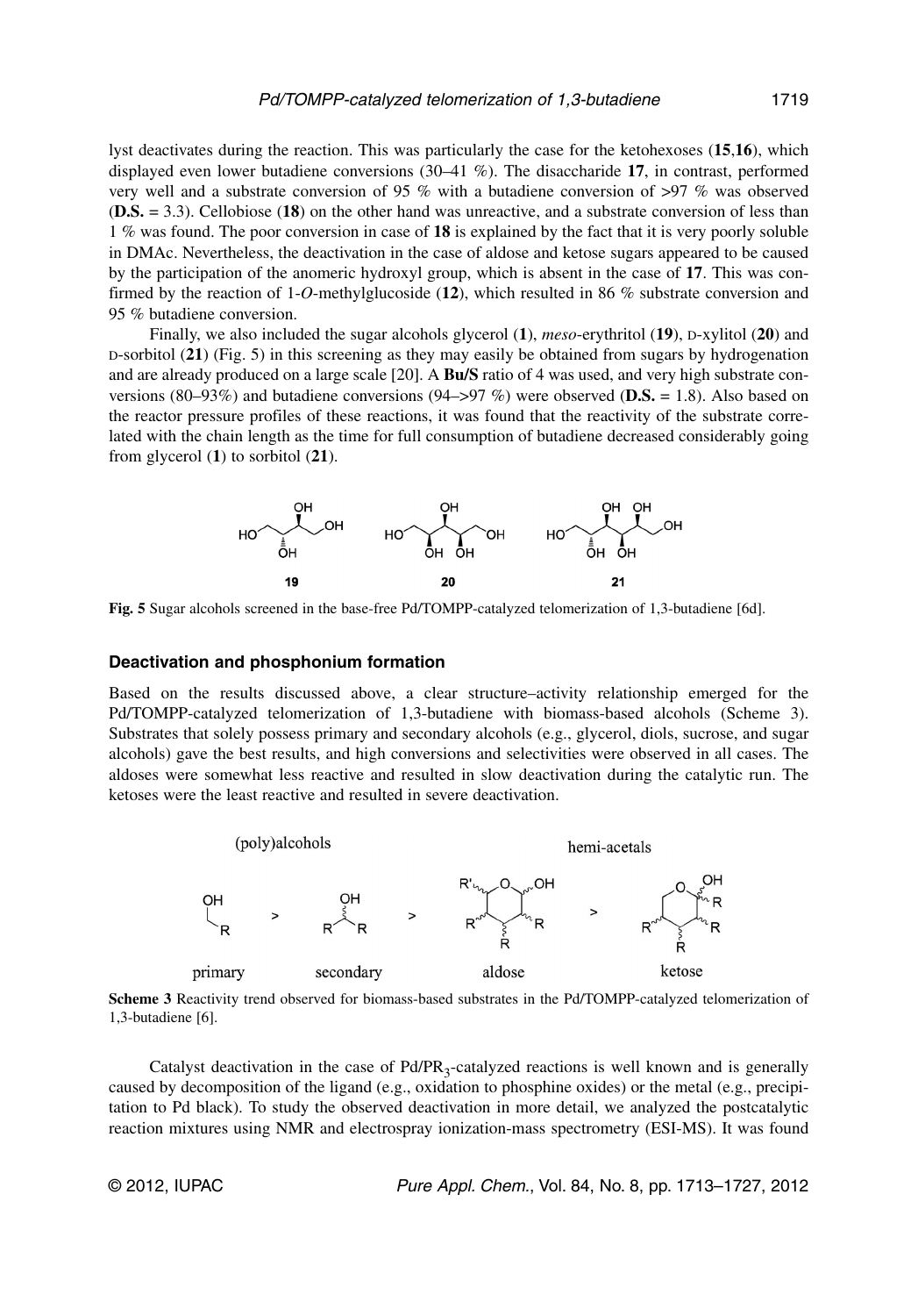lyst deactivates during the reaction. This was particularly the case for the ketohexoses (**15**,**16**), which displayed even lower butadiene conversions (30–41 %). The disaccharide **17**, in contrast, performed very well and a substrate conversion of 95 % with a butadiene conversion of >97 % was observed (**D.S.** = 3.3). Cellobiose (**18**) on the other hand was unreactive, and a substrate conversion of less than 1 % was found. The poor conversion in case of **18** is explained by the fact that it is very poorly soluble in DMAc. Nevertheless, the deactivation in the case of aldose and ketose sugars appeared to be caused by the participation of the anomeric hydroxyl group, which is absent in the case of **17**. This was confirmed by the reaction of 1-*O*-methylglucoside (**12**), which resulted in 86 % substrate conversion and 95 % butadiene conversion.

Finally, we also included the sugar alcohols glycerol (**1**), *meso*-erythritol (**19**), D-xylitol (**20**) and D-sorbitol (**21**) (Fig. 5) in this screening as they may easily be obtained from sugars by hydrogenation and are already produced on a large scale [20]. A **Bu/S** ratio of 4 was used, and very high substrate conversions (80–93%) and butadiene conversions (94–>97 %) were observed (**D.S.** = 1.8). Also based on the reactor pressure profiles of these reactions, it was found that the reactivity of the substrate correlated with the chain length as the time for full consumption of butadiene decreased considerably going from glycerol (**1**) to sorbitol (**21**).

**Fig. 5** Sugar alcohols screened in the base-free Pd/TOMPP-catalyzed telomerization of 1,3-butadiene [6d].

### Deactivation and phosphonium formation

Based on the results discussed above, a clear structure–activity relationship emerged for the Pd/TOMPP-catalyzed telomerization of 1,3-butadiene with biomass-based alcohols (Scheme 3). Substrates that solely possess primary and secondary alcohols (e.g., glycerol, diols, sucrose, and sugar alcohols) gave the best results, and high conversions and selectivities were observed in all cases. The aldoses were somewhat less reactive and resulted in slow deactivation during the catalytic run. The ketoses were the least reactive and resulted in severe deactivation.

**Scheme 3** Reactivity trend observed for biomass-based substrates in the Pd/TOMPP-catalyzed telomerization of 1,3-butadiene [6].

Catalyst deactivation in the case of Pd/$PR_3$-catalyzed reactions is well known and is generally caused by decomposition of the ligand (e.g., oxidation to phosphine oxides) or the metal (e.g., precipitation to Pd black). To study the observed deactivation in more detail, we analyzed the postcatalytic reaction mixtures using NMR and electrospray ionization-mass spectrometry (ESI-MS). It was found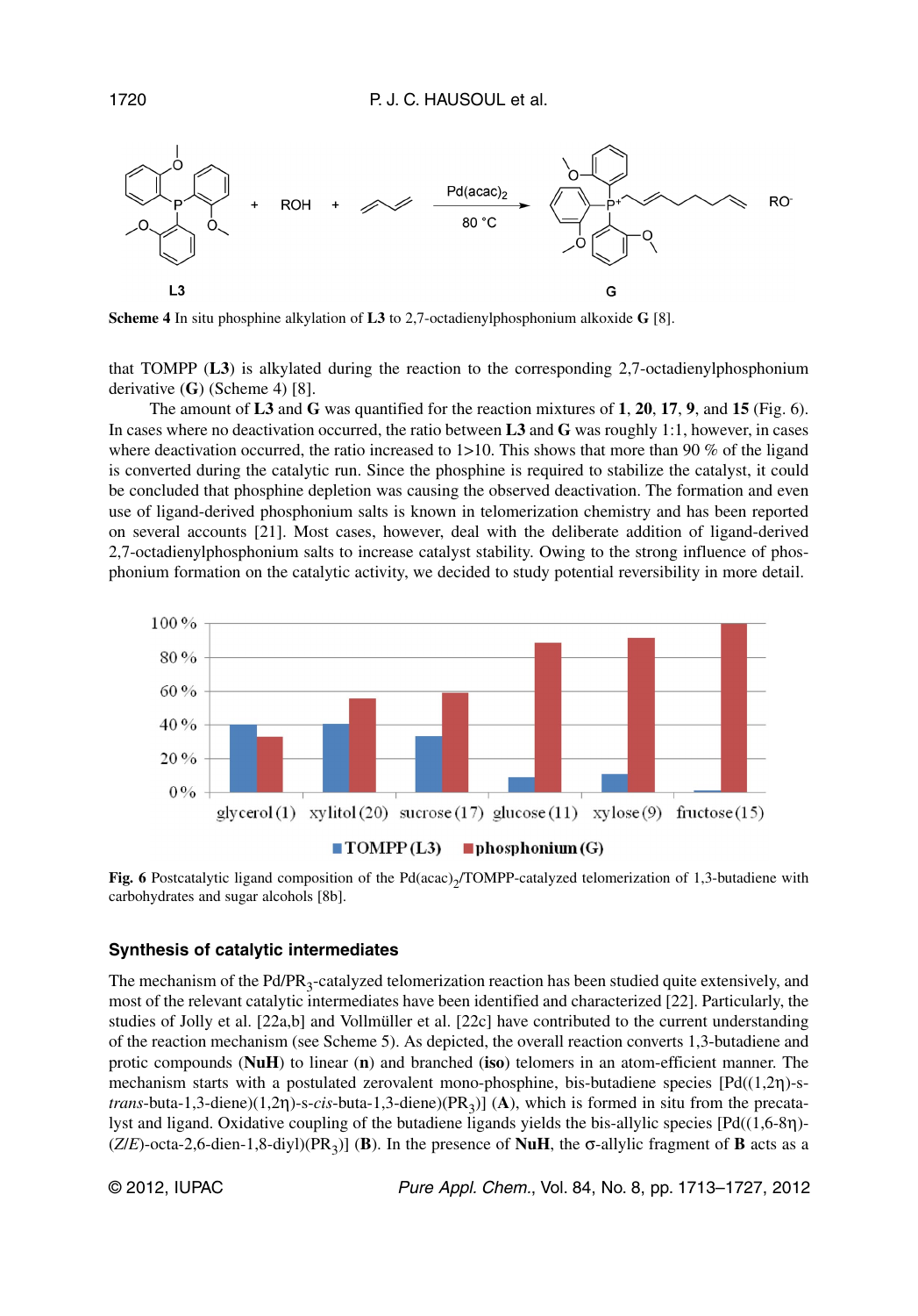**Scheme 4** In situ phosphine alkylation of **L3** to 2,7-octadienylphosphonium alkoxide **G** [8].

that TOMPP (**L3**) is alkylated during the reaction to the corresponding 2,7-octadienylphosphonium derivative (**G**) (Scheme 4) [8].

The amount of **L3** and **G** was quantified for the reaction mixtures of **1**, **20**, **17**, **9**, and **15** (Fig. 6). In cases where no deactivation occurred, the ratio between **L3** and **G** was roughly 1:1, however, in cases where deactivation occurred, the ratio increased to 1>10. This shows that more than 90 % of the ligand is converted during the catalytic run. Since the phosphine is required to stabilize the catalyst, it could be concluded that phosphine depletion was causing the observed deactivation. The formation and even use of ligand-derived phosphonium salts is known in telomerization chemistry and has been reported on several accounts [21]. Most cases, however, deal with the deliberate addition of ligand-derived 2,7-octadienylphosphonium salts to increase catalyst stability. Owing to the strong influence of phosphonium formation on the catalytic activity, we decided to study potential reversibility in more detail.

**Fig. 6** Postcatalytic ligand composition of the $Pd(acac)_2$/TOMPP-catalyzed telomerization of 1,3-butadiene with carbohydrates and sugar alcohols [8b].

## Synthesis of catalytic intermediates

The mechanism of the $Pd/PR_3$-catalyzed telomerization reaction has been studied quite extensively, and most of the relevant catalytic intermediates have been identified and characterized [22]. Particularly, the studies of Jolly et al. [22a,b] and Vollmüller et al. [22c] have contributed to the current understanding of the reaction mechanism (see Scheme 5). As depicted, the overall reaction converts 1,3-butadiene and protic compounds (**NuH**) to linear (**n**) and branched (**iso**) telomers in an atom-efficient manner. The mechanism starts with a postulated zerovalent mono-phosphine, bis-butadiene species [Pd((1,2η)-s-*trans*-buta-1,3-diene)(1,2η)-s-*cis*-buta-1,3-diene)($PR_3$)] (**A**), which is formed in situ from the precatalyst and ligand. Oxidative coupling of the butadiene ligands yields the bis-allylic species [Pd((1,6-8η)-(*Z*/*E*)-octa-2,6-dien-1,8-diyl)($PR_3$)] (**B**). In the presence of **NuH**, the σ-allylic fragment of **B** acts as a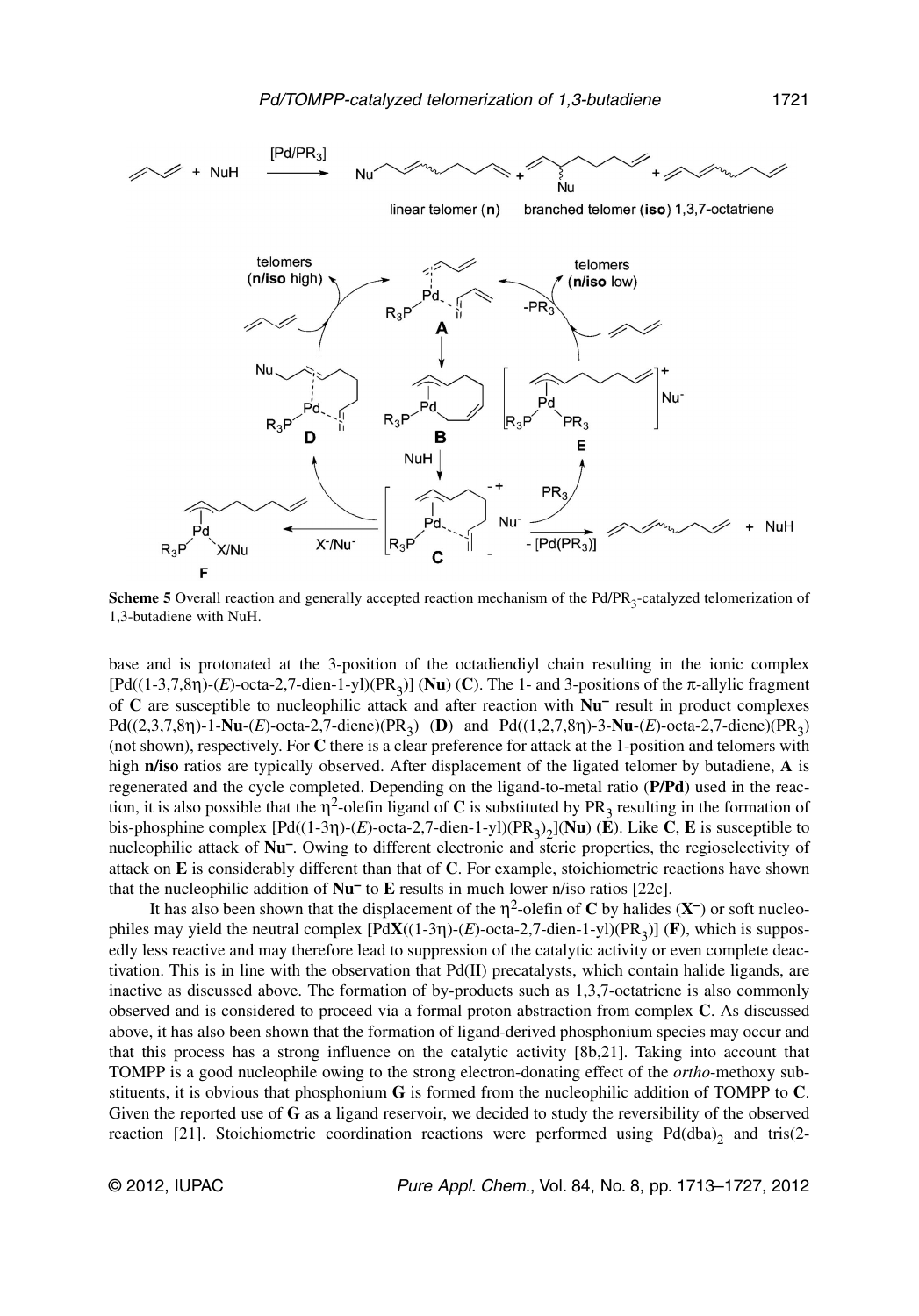**Scheme 5** Overall reaction and generally accepted reaction mechanism of the Pd/$PR_3$-catalyzed telomerization of 1,3-butadiene with NuH.

base and is protonated at the 3-position of the octadiendiyl chain resulting in the ionic complex $[Pd((1\text{-}3,7,8\eta)\text{-}(E)\text{-octa-2,7-dien-1-yl})(PR_3)]$ (**Nu**) (**C**). The 1- and 3-positions of the π-allylic fragment of **C** are susceptible to nucleophilic attack and after reaction with $\mathbf{Nu^-}$ result in product complexes $Pd((2,3,7,8\eta)\text{-1-}\mathbf{Nu}\text{-}(E)\text{-octa-2,7-diene})(PR_3)$ (**D**) and $Pd((1,2,7,8\eta)\text{-3-}\mathbf{Nu}\text{-}(E)\text{-octa-2,7-diene})(PR_3)$ (not shown), respectively. For **C** there is a clear preference for attack at the 1-position and telomers with high **n/iso** ratios are typically observed. After displacement of the ligated telomer by butadiene, **A** is regenerated and the cycle completed. Depending on the ligand-to-metal ratio (**P/Pd**) used in the reaction, it is also possible that the $\eta^2$-olefin ligand of **C** is substituted by $PR_3$ resulting in the formation of bis-phosphine complex $[Pd((1\text{-}3\eta)\text{-}(E)\text{-octa-2,7-dien-1-yl})(PR_3)_2]$(**Nu**) (**E**). Like **C**, **E** is susceptible to nucleophilic attack of $\mathbf{Nu^-}$. Owing to different electronic and steric properties, the regioselectivity of attack on **E** is considerably different than that of **C**. For example, stoichiometric reactions have shown that the nucleophilic addition of $\mathbf{Nu^-}$ to **E** results in much lower n/iso ratios [22c].

It has also been shown that the displacement of the $\eta^2$-olefin of **C** by halides ($\mathbf{X^-}$) or soft nucleophiles may yield the neutral complex $[Pd\mathbf{X}((1\text{-}3\eta)\text{-}(E)\text{-octa-2,7-dien-1-yl})(PR_3)]$ (**F**), which is supposedly less reactive and may therefore lead to suppression of the catalytic activity or even complete deactivation. This is in line with the observation that Pd(II) precatalysts, which contain halide ligands, are inactive as discussed above. The formation of by-products such as 1,3,7-octatriene is also commonly observed and is considered to proceed via a formal proton abstraction from complex **C**. As discussed above, it has also been shown that the formation of ligand-derived phosphonium species may occur and that this process has a strong influence on the catalytic activity [8b,21]. Taking into account that TOMPP is a good nucleophile owing to the strong electron-donating effect of the *ortho*-methoxy substituents, it is obvious that phosphonium **G** is formed from the nucleophilic addition of TOMPP to **C**. Given the reported use of **G** as a ligand reservoir, we decided to study the reversibility of the observed reaction [21]. Stoichiometric coordination reactions were performed using $Pd(dba)_2$ and tris(2-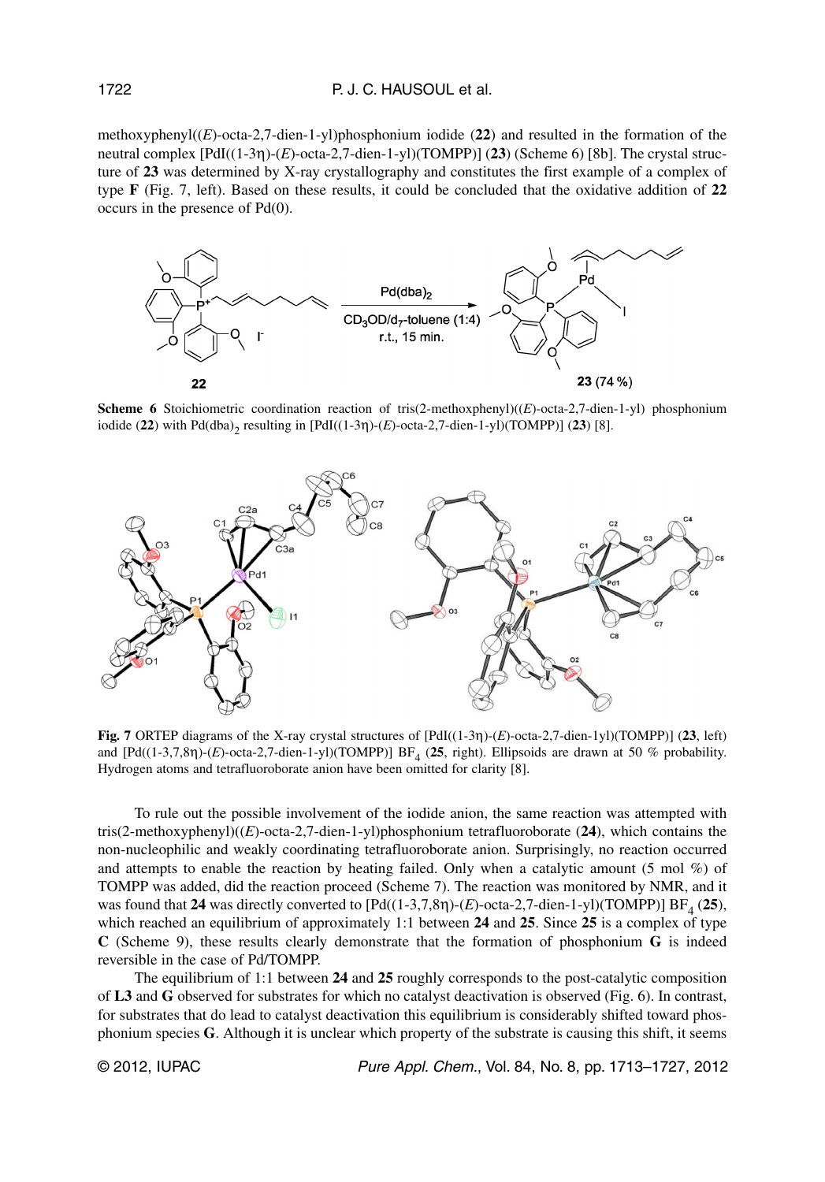methoxyphenyl((*E*)-octa-2,7-dien-1-yl)phosphonium iodide (**22**) and resulted in the formation of the neutral complex [PdI((1-3η)-(*E*)-octa-2,7-dien-1-yl)(TOMPP)] (**23**) (Scheme 6) [8b]. The crystal structure of **23** was determined by X-ray crystallography and constitutes the first example of a complex of type **F** (Fig. 7, left). Based on these results, it could be concluded that the oxidative addition of **22** occurs in the presence of Pd(0).

**Scheme 6** Stoichiometric coordination reaction of tris(2-methoxphenyl)((*E*)-octa-2,7-dien-1-yl) phosphonium iodide (**22**) with $Pd(dba)_2$ resulting in [PdI((1-3η)-(*E*)-octa-2,7-dien-1-yl)(TOMPP)] (**23**) [8].

**Fig. 7** ORTEP diagrams of the X-ray crystal structures of [PdI((1-3η)-(*E*)-octa-2,7-dien-1yl)(TOMPP)] (**23**, left) and [Pd((1-3,7,8η)-(*E*)-octa-2,7-dien-1-yl)(TOMPP)] $BF_4$ (**25**, right). Ellipsoids are drawn at 50 % probability. Hydrogen atoms and tetrafluoroborate anion have been omitted for clarity [8].

To rule out the possible involvement of the iodide anion, the same reaction was attempted with tris(2-methoxyphenyl)((*E*)-octa-2,7-dien-1-yl)phosphonium tetrafluoroborate (**24**), which contains the non-nucleophilic and weakly coordinating tetrafluoroborate anion. Surprisingly, no reaction occurred and attempts to enable the reaction by heating failed. Only when a catalytic amount (5 mol %) of TOMPP was added, did the reaction proceed (Scheme 7). The reaction was monitored by NMR, and it was found that **24** was directly converted to [Pd((1-3,7,8η)-(*E*)-octa-2,7-dien-1-yl)(TOMPP)] $BF_4$ (**25**), which reached an equilibrium of approximately 1:1 between **24** and **25**. Since **25** is a complex of type **C** (Scheme 9), these results clearly demonstrate that the formation of phosphonium **G** is indeed reversible in the case of Pd/TOMPP.

The equilibrium of 1:1 between **24** and **25** roughly corresponds to the post-catalytic composition of **L3** and **G** observed for substrates for which no catalyst deactivation is observed (Fig. 6). In contrast, for substrates that do lead to catalyst deactivation this equilibrium is considerably shifted toward phosphonium species **G**. Although it is unclear which property of the substrate is causing this shift, it seems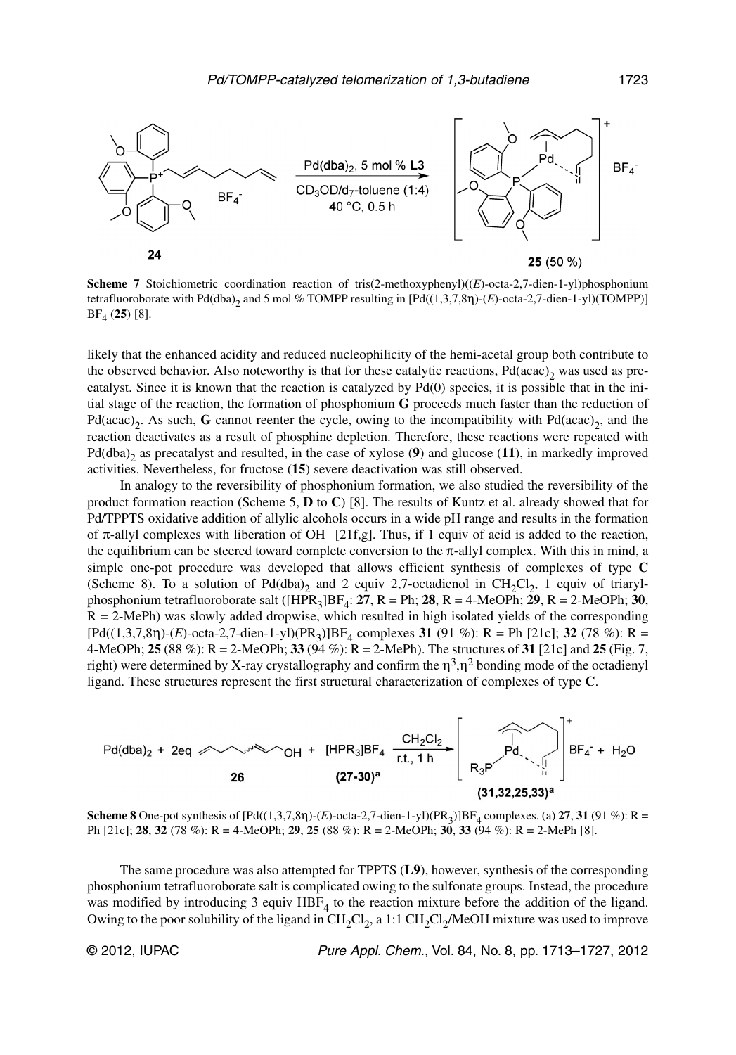**Scheme 7** Stoichiometric coordination reaction of tris(2-methoxyphenyl)((*E*)-octa-2,7-dien-1-yl)phosphonium tetrafluoroborate with $Pd(dba)_2$ and 5 mol % TOMPP resulting in [Pd((1,3,7,8η)-(*E*)-octa-2,7-dien-1-yl)(TOMPP)] $BF_4$ (**25**) [8].

likely that the enhanced acidity and reduced nucleophilicity of the hemi-acetal group both contribute to the observed behavior. Also noteworthy is that for these catalytic reactions, $Pd(acac)_2$ was used as precatalyst. Since it is known that the reaction is catalyzed by Pd(0) species, it is possible that in the initial stage of the reaction, the formation of phosphonium **G** proceeds much faster than the reduction of $Pd(acac)_2$. As such, **G** cannot reenter the cycle, owing to the incompatibility with $Pd(acac)_2$, and the reaction deactivates as a result of phosphine depletion. Therefore, these reactions were repeated with $Pd(dba)_2$ as precatalyst and resulted, in the case of xylose (**9**) and glucose (**11**), in markedly improved activities. Nevertheless, for fructose (**15**) severe deactivation was still observed.

In analogy to the reversibility of phosphonium formation, we also studied the reversibility of the product formation reaction (Scheme 5, **D** to **C**) [8]. The results of Kuntz et al. already showed that for Pd/TPPTS oxidative addition of allylic alcohols occurs in a wide pH range and results in the formation of π-allyl complexes with liberation of $OH^-$ [21f,g]. Thus, if 1 equiv of acid is added to the reaction, the equilibrium can be steered toward complete conversion to the π-allyl complex. With this in mind, a simple one-pot procedure was developed that allows efficient synthesis of complexes of type **C** (Scheme 8). To a solution of $Pd(dba)_2$ and 2 equiv 2,7-octadienol in $CH_2Cl_2$, 1 equiv of triarylphosphonium tetrafluoroborate salt ($[HPR_3]BF_4$: **27**, R = Ph; **28**, R = 4-MeOPh; **29**, R = 2-MeOPh; **30**, R = 2-MePh) was slowly added dropwise, which resulted in high isolated yields of the corresponding $[Pd((1,3,7,8\eta)\text{-}(E)\text{-octa-2,7-dien-1-yl})(PR_3)]BF_4$ complexes **31** (91 %): R = Ph [21c]; **32** (78 %): R = 4-MeOPh; **25** (88 %): R = 2-MeOPh; **33** (94 %): R = 2-MePh). The structures of **31** [21c] and **25** (Fig. 7, right) were determined by X-ray crystallography and confirm the $\eta^3,\eta^2$ bonding mode of the octadienyl ligand. These structures represent the first structural characterization of complexes of type **C**.

**Scheme 8** One-pot synthesis of $[Pd((1,3,7,8\eta)\text{-}(E)\text{-octa-2,7-dien-1-yl})(PR_3)]BF_4$ complexes. (a) **27**, **31** (91 %): R = Ph [21c]; **28**, **32** (78 %): R = 4-MeOPh; **29**, **25** (88 %): R = 2-MeOPh; **30**, **33** (94 %): R = 2-MePh [8].

The same procedure was also attempted for TPPTS (**L9**), however, synthesis of the corresponding phosphonium tetrafluoroborate salt is complicated owing to the sulfonate groups. Instead, the procedure was modified by introducing 3 equiv $HBF_4$ to the reaction mixture before the addition of the ligand. Owing to the poor solubility of the ligand in $CH_2Cl_2$, a 1:1 $CH_2Cl_2$/MeOH mixture was used to improve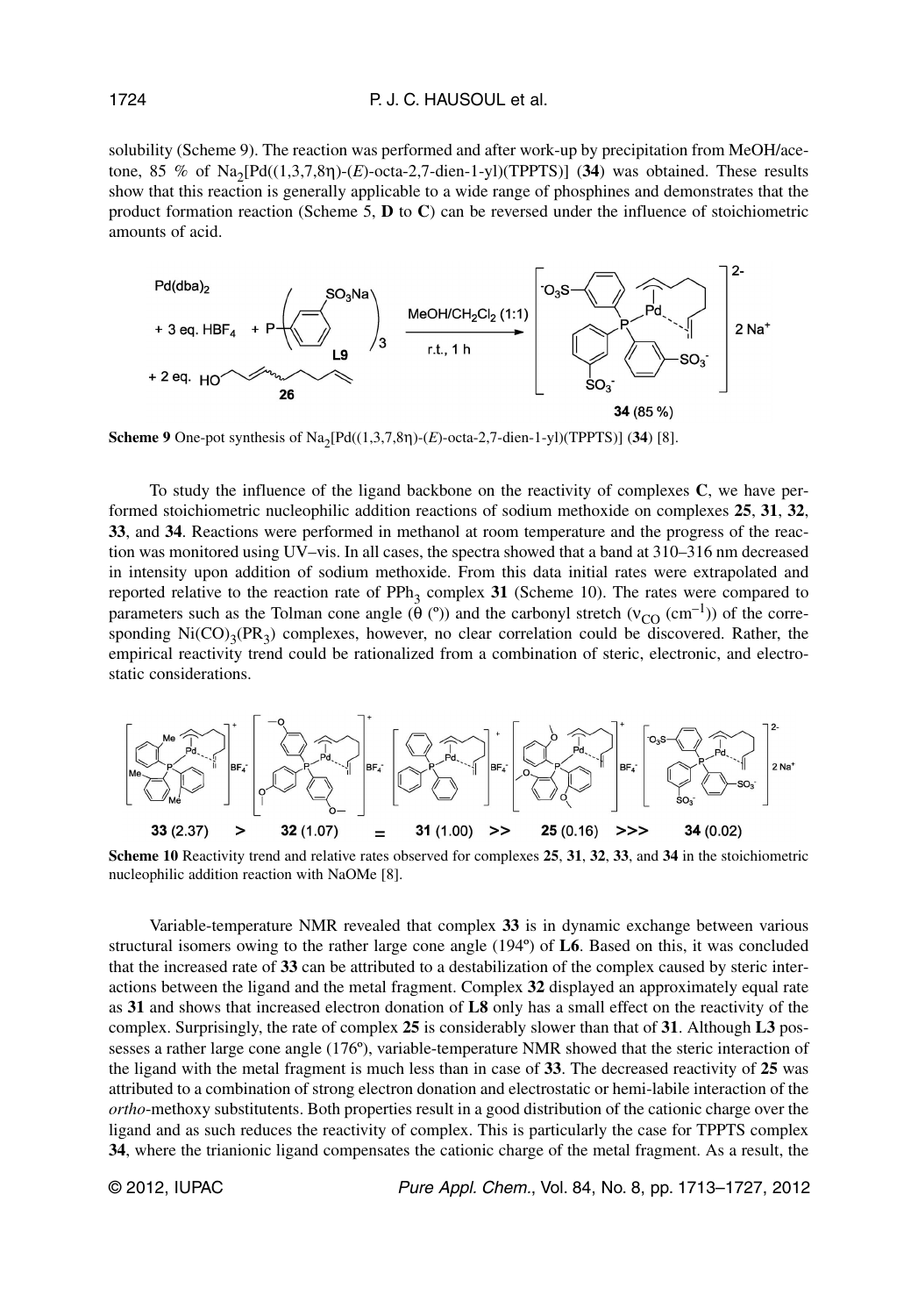solubility (Scheme 9). The reaction was performed and after work-up by precipitation from MeOH/acetone, 85 % of $Na_2[Pd((1,3,7,8\eta)$-(*E*)-octa-2,7-dien-1-yl)(TPPTS)] (**34**) was obtained. These results show that this reaction is generally applicable to a wide range of phosphines and demonstrates that the product formation reaction (Scheme 5, **D** to **C**) can be reversed under the influence of stoichiometric amounts of acid.

**Scheme 9** One-pot synthesis of $Na_2[Pd((1,3,7,8\eta)$-(*E*)-octa-2,7-dien-1-yl)(TPPTS)] (**34**) [8].

To study the influence of the ligand backbone on the reactivity of complexes **C**, we have performed stoichiometric nucleophilic addition reactions of sodium methoxide on complexes **25**, **31**, **32**, **33**, and **34**. Reactions were performed in methanol at room temperature and the progress of the reaction was monitored using UV–vis. In all cases, the spectra showed that a band at 310–316 nm decreased in intensity upon addition of sodium methoxide. From this data initial rates were extrapolated and reported relative to the reaction rate of $PPh_3$ complex **31** (Scheme 10). The rates were compared to parameters such as the Tolman cone angle ($\theta$ (º)) and the carbonyl stretch ($\nu_{CO}$ ($cm^{-1}$)) of the corresponding $Ni(CO)_3(PR_3)$ complexes, however, no clear correlation could be discovered. Rather, the empirical reactivity trend could be rationalized from a combination of steric, electronic, and electrostatic considerations.

**33** (2.37) > **32** (1.07) = **31** (1.00) >> **25** (0.16) >>> **34** (0.02)

**Scheme 10** Reactivity trend and relative rates observed for complexes **25**, **31**, **32**, **33**, and **34** in the stoichiometric nucleophilic addition reaction with NaOMe [8].

Variable-temperature NMR revealed that complex **33** is in dynamic exchange between various structural isomers owing to the rather large cone angle (194º) of **L6**. Based on this, it was concluded that the increased rate of **33** can be attributed to a destabilization of the complex caused by steric interactions between the ligand and the metal fragment. Complex **32** displayed an approximately equal rate as **31** and shows that increased electron donation of **L8** only has a small effect on the reactivity of the complex. Surprisingly, the rate of complex **25** is considerably slower than that of **31**. Although **L3** possesses a rather large cone angle (176º), variable-temperature NMR showed that the steric interaction of the ligand with the metal fragment is much less than in case of **33**. The decreased reactivity of **25** was attributed to a combination of strong electron donation and electrostatic or hemi-labile interaction of the *ortho*-methoxy substitutents. Both properties result in a good distribution of the cationic charge over the ligand and as such reduces the reactivity of complex. This is particularly the case for TPPTS complex **34**, where the trianionic ligand compensates the cationic charge of the metal fragment. As a result, the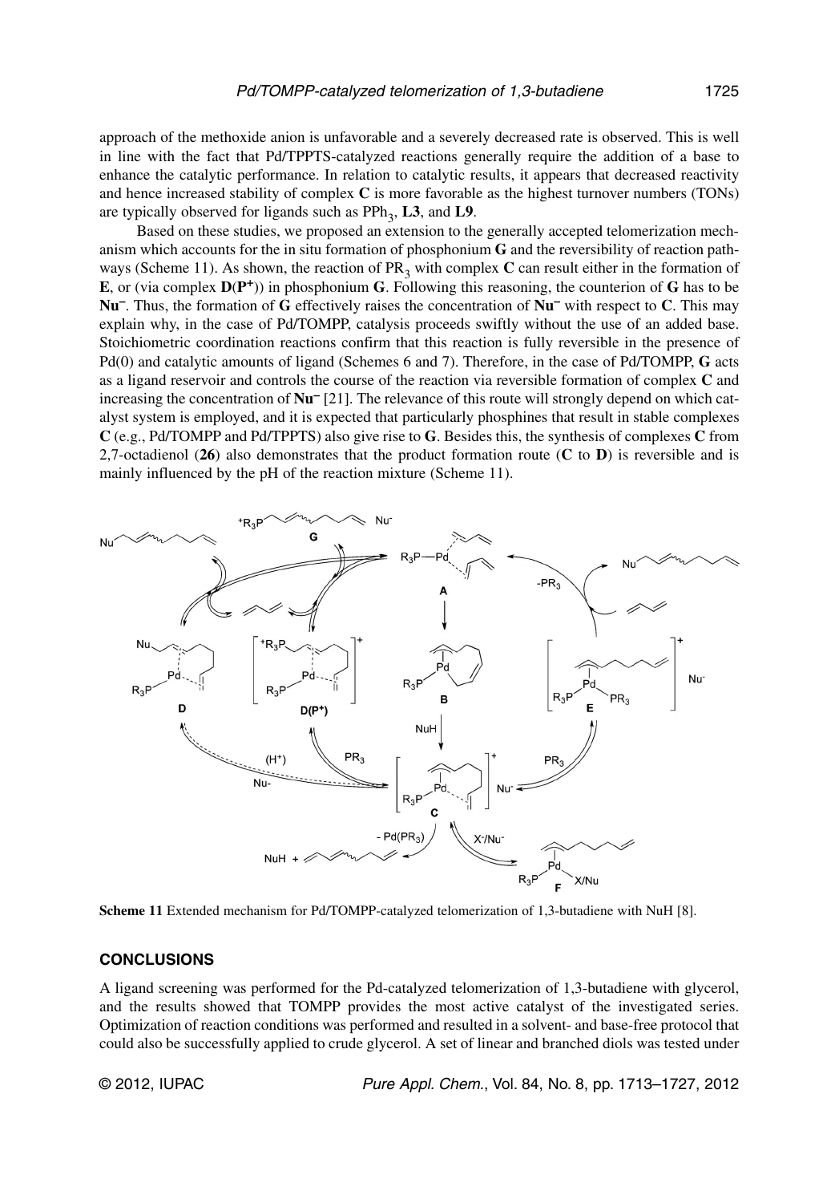approach of the methoxide anion is unfavorable and a severely decreased rate is observed. This is well in line with the fact that Pd/TPPTS-catalyzed reactions generally require the addition of a base to enhance the catalytic performance. In relation to catalytic results, it appears that decreased reactivity and hence increased stability of complex **C** is more favorable as the highest turnover numbers (TONs) are typically observed for ligands such as $PPh_3$, **L3**, and **L9**.

Based on these studies, we proposed an extension to the generally accepted telomerization mechanism which accounts for the in situ formation of phosphonium **G** and the reversibility of reaction pathways (Scheme 11). As shown, the reaction of $PR_3$ with complex **C** can result either in the formation of **E**, or (via complex **D**($\mathbf{P^+}$)) in phosphonium **G**. Following this reasoning, the counterion of **G** has to be $\mathbf{Nu^-}$. Thus, the formation of **G** effectively raises the concentration of $\mathbf{Nu^-}$ with respect to **C**. This may explain why, in the case of Pd/TOMPP, catalysis proceeds swiftly without the use of an added base. Stoichiometric coordination reactions confirm that this reaction is fully reversible in the presence of Pd(0) and catalytic amounts of ligand (Schemes 6 and 7). Therefore, in the case of Pd/TOMPP, **G** acts as a ligand reservoir and controls the course of the reaction via reversible formation of complex **C** and increasing the concentration of $\mathbf{Nu^-}$ [21]. The relevance of this route will strongly depend on which catalyst system is employed, and it is expected that particularly phosphines that result in stable complexes **C** (e.g., Pd/TOMPP and Pd/TPPTS) also give rise to **G**. Besides this, the synthesis of complexes **C** from 2,7-octadienol (**26**) also demonstrates that the product formation route (**C** to **D**) is reversible and is mainly influenced by the pH of the reaction mixture (Scheme 11).

**Scheme 11** Extended mechanism for Pd/TOMPP-catalyzed telomerization of 1,3-butadiene with NuH [8].

## CONCLUSIONS

A ligand screening was performed for the Pd-catalyzed telomerization of 1,3-butadiene with glycerol, and the results showed that TOMPP provides the most active catalyst of the investigated series. Optimization of reaction conditions was performed and resulted in a solvent- and base-free protocol that could also be successfully applied to crude glycerol. A set of linear and branched diols was tested under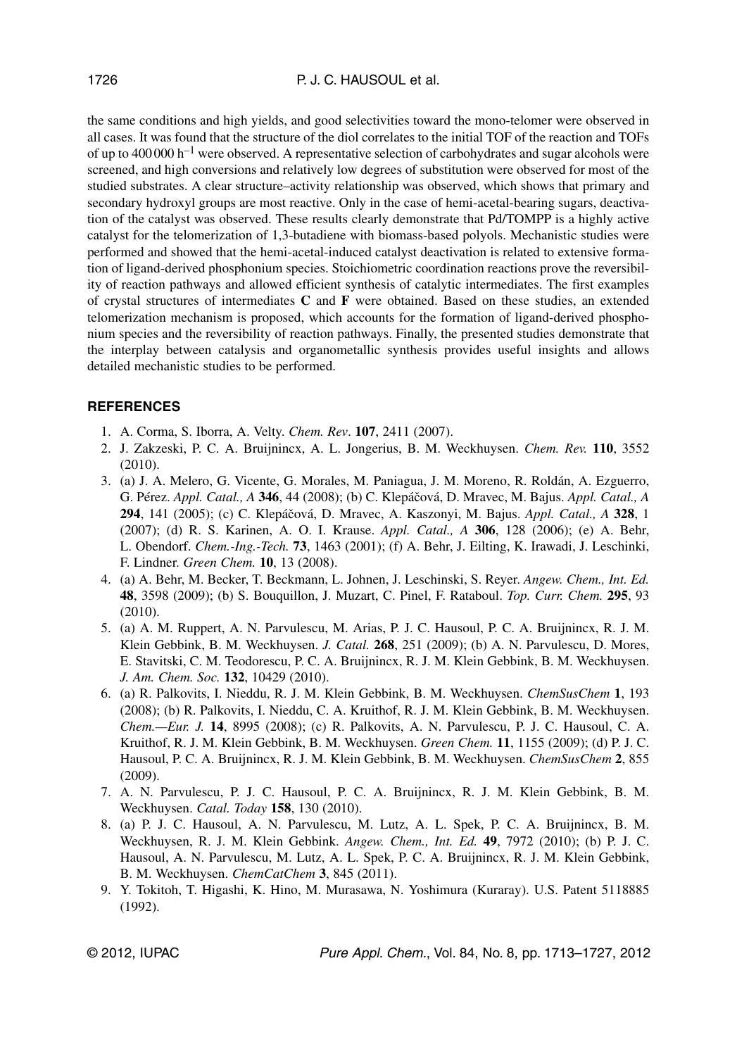the same conditions and high yields, and good selectivities toward the mono-telomer were observed in all cases. It was found that the structure of the diol correlates to the initial TOF of the reaction and TOFs of up to 400 000 $h^{-1}$ were observed. A representative selection of carbohydrates and sugar alcohols were screened, and high conversions and relatively low degrees of substitution were observed for most of the studied substrates. A clear structure–activity relationship was observed, which shows that primary and secondary hydroxyl groups are most reactive. Only in the case of hemi-acetal-bearing sugars, deactivation of the catalyst was observed. These results clearly demonstrate that Pd/TOMPP is a highly active catalyst for the telomerization of 1,3-butadiene with biomass-based polyols. Mechanistic studies were performed and showed that the hemi-acetal-induced catalyst deactivation is related to extensive formation of ligand-derived phosphonium species. Stoichiometric coordination reactions prove the reversibility of reaction pathways and allowed efficient synthesis of catalytic intermediates. The first examples of crystal structures of intermediates **C** and **F** were obtained. Based on these studies, an extended telomerization mechanism is proposed, which accounts for the formation of ligand-derived phosphonium species and the reversibility of reaction pathways. Finally, the presented studies demonstrate that the interplay between catalysis and organometallic synthesis provides useful insights and allows detailed mechanistic studies to be performed.

## REFERENCES

1. A. Corma, S. Iborra, A. Velty. *Chem. Rev*. **107**, 2411 (2007).
2. J. Zakzeski, P. C. A. Bruijnincx, A. L. Jongerius, B. M. Weckhuysen. *Chem. Rev.* **110**, 3552 (2010).
3. (a) J. A. Melero, G. Vicente, G. Morales, M. Paniagua, J. M. Moreno, R. Roldán, A. Ezguerro, G. Pérez. *Appl. Catal., A* **346**, 44 (2008); (b) C. Klepáčová, D. Mravec, M. Bajus. *Appl. Catal., A* **294**, 141 (2005); (c) C. Klepáčová, D. Mravec, A. Kaszonyi, M. Bajus. *Appl. Catal., A* **328**, 1 (2007); (d) R. S. Karinen, A. O. I. Krause. *Appl. Catal., A* **306**, 128 (2006); (e) A. Behr, L. Obendorf. *Chem.-Ing.-Tech.* **73**, 1463 (2001); (f) A. Behr, J. Eilting, K. Irawadi, J. Leschinki, F. Lindner. *Green Chem.* **10**, 13 (2008).
4. (a) A. Behr, M. Becker, T. Beckmann, L. Johnen, J. Leschinski, S. Reyer. *Angew. Chem., Int. Ed.* **48**, 3598 (2009); (b) S. Bouquillon, J. Muzart, C. Pinel, F. Rataboul. *Top. Curr. Chem.* **295**, 93 (2010).
5. (a) A. M. Ruppert, A. N. Parvulescu, M. Arias, P. J. C. Hausoul, P. C. A. Bruijnincx, R. J. M. Klein Gebbink, B. M. Weckhuysen. *J. Catal.* **268**, 251 (2009); (b) A. N. Parvulescu, D. Mores, E. Stavitski, C. M. Teodorescu, P. C. A. Bruijnincx, R. J. M. Klein Gebbink, B. M. Weckhuysen. *J. Am. Chem. Soc.* **132**, 10429 (2010).
6. (a) R. Palkovits, I. Nieddu, R. J. M. Klein Gebbink, B. M. Weckhuysen. *ChemSusChem* **1**, 193 (2008); (b) R. Palkovits, I. Nieddu, C. A. Kruithof, R. J. M. Klein Gebbink, B. M. Weckhuysen. *Chem.—Eur. J.* **14**, 8995 (2008); (c) R. Palkovits, A. N. Parvulescu, P. J. C. Hausoul, C. A. Kruithof, R. J. M. Klein Gebbink, B. M. Weckhuysen. *Green Chem.* **11**, 1155 (2009); (d) P. J. C. Hausoul, P. C. A. Bruijnincx, R. J. M. Klein Gebbink, B. M. Weckhuysen. *ChemSusChem* **2**, 855 (2009).
7. A. N. Parvulescu, P. J. C. Hausoul, P. C. A. Bruijnincx, R. J. M. Klein Gebbink, B. M. Weckhuysen. *Catal. Today* **158**, 130 (2010).
8. (a) P. J. C. Hausoul, A. N. Parvulescu, M. Lutz, A. L. Spek, P. C. A. Bruijnincx, B. M. Weckhuysen, R. J. M. Klein Gebbink. *Angew. Chem., Int. Ed.* **49**, 7972 (2010); (b) P. J. C. Hausoul, A. N. Parvulescu, M. Lutz, A. L. Spek, P. C. A. Bruijnincx, R. J. M. Klein Gebbink, B. M. Weckhuysen. *ChemCatChem* **3**, 845 (2011).
9. Y. Tokitoh, T. Higashi, K. Hino, M. Murasawa, N. Yoshimura (Kuraray). U.S. Patent 5118885 (1992).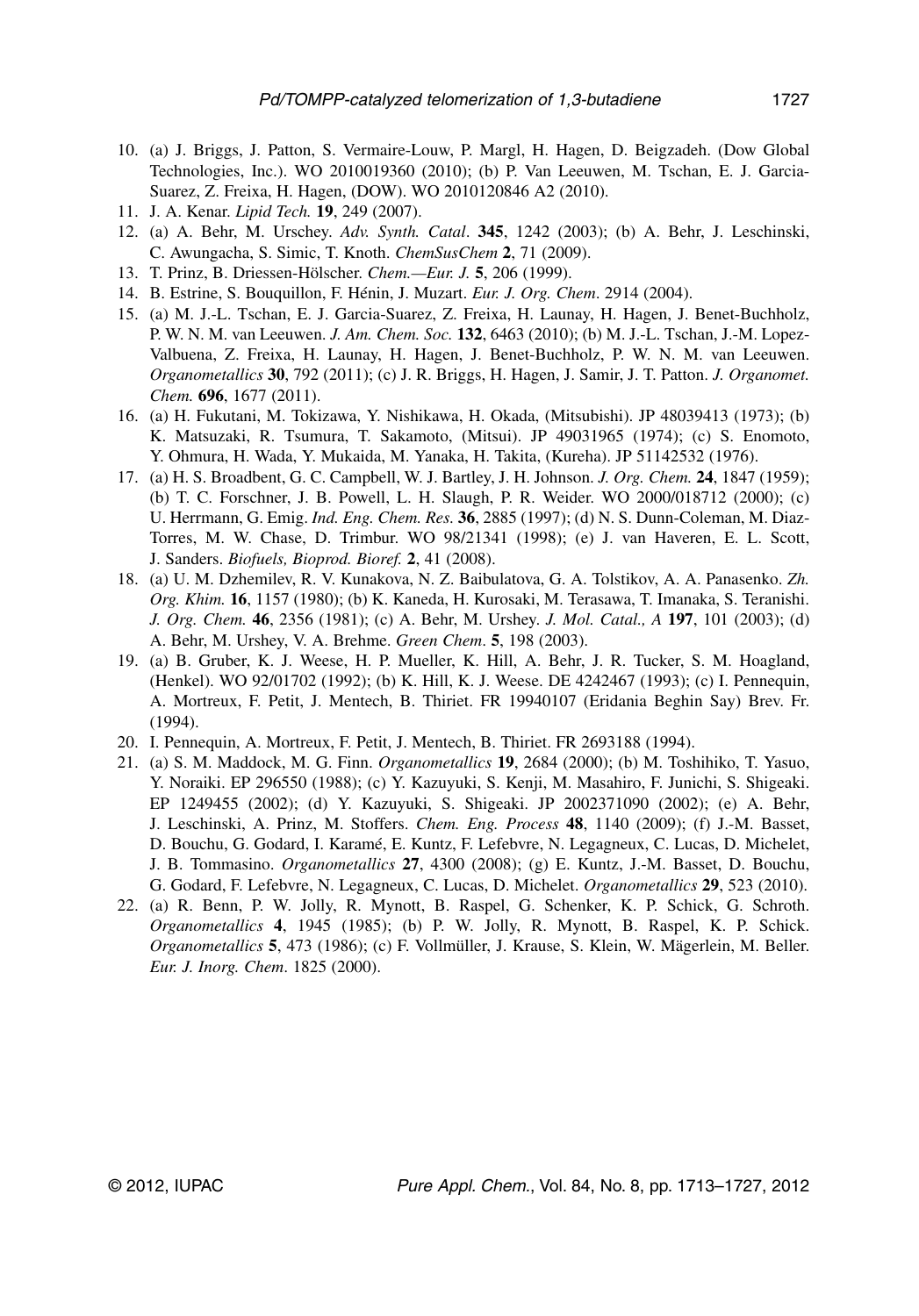10. (a) J. Briggs, J. Patton, S. Vermaire-Louw, P. Margl, H. Hagen, D. Beigzadeh. (Dow Global Technologies, Inc.). WO 2010019360 (2010); (b) P. Van Leeuwen, M. Tschan, E. J. Garcia-Suarez, Z. Freixa, H. Hagen, (DOW). WO 2010120846 A2 (2010).
11. J. A. Kenar. *Lipid Tech.* **19**, 249 (2007).
12. (a) A. Behr, M. Urschey. *Adv. Synth. Catal*. **345**, 1242 (2003); (b) A. Behr, J. Leschinski, C. Awungacha, S. Simic, T. Knoth. *ChemSusChem* **2**, 71 (2009).
13. T. Prinz, B. Driessen-Hölscher. *Chem.—Eur. J.* **5**, 206 (1999).
14. B. Estrine, S. Bouquillon, F. Hénin, J. Muzart. *Eur. J. Org. Chem*. 2914 (2004).
15. (a) M. J.-L. Tschan, E. J. Garcia-Suarez, Z. Freixa, H. Launay, H. Hagen, J. Benet-Buchholz, P. W. N. M. van Leeuwen. *J. Am. Chem. Soc.* **132**, 6463 (2010); (b) M. J.-L. Tschan, J.-M. Lopez-Valbuena, Z. Freixa, H. Launay, H. Hagen, J. Benet-Buchholz, P. W. N. M. van Leeuwen. *Organometallics* **30**, 792 (2011); (c) J. R. Briggs, H. Hagen, J. Samir, J. T. Patton. *J. Organomet. Chem.* **696**, 1677 (2011).
16. (a) H. Fukutani, M. Tokizawa, Y. Nishikawa, H. Okada, (Mitsubishi). JP 48039413 (1973); (b) K. Matsuzaki, R. Tsumura, T. Sakamoto, (Mitsui). JP 49031965 (1974); (c) S. Enomoto, Y. Ohmura, H. Wada, Y. Mukaida, M. Yanaka, H. Takita, (Kureha). JP 51142532 (1976).
17. (a) H. S. Broadbent, G. C. Campbell, W. J. Bartley, J. H. Johnson. *J. Org. Chem.* **24**, 1847 (1959); (b) T. C. Forschner, J. B. Powell, L. H. Slaugh, P. R. Weider. WO 2000/018712 (2000); (c) U. Herrmann, G. Emig. *Ind. Eng. Chem. Res.* **36**, 2885 (1997); (d) N. S. Dunn-Coleman, M. Diaz-Torres, M. W. Chase, D. Trimbur. WO 98/21341 (1998); (e) J. van Haveren, E. L. Scott, J. Sanders. *Biofuels, Bioprod. Bioref.* **2**, 41 (2008).
18. (a) U. M. Dzhemilev, R. V. Kunakova, N. Z. Baibulatova, G. A. Tolstikov, A. A. Panasenko. *Zh. Org. Khim.* **16**, 1157 (1980); (b) K. Kaneda, H. Kurosaki, M. Terasawa, T. Imanaka, S. Teranishi. *J. Org. Chem.* **46**, 2356 (1981); (c) A. Behr, M. Urshey. *J. Mol. Catal., A* **197**, 101 (2003); (d) A. Behr, M. Urshey, V. A. Brehme. *Green Chem*. **5**, 198 (2003).
19. (a) B. Gruber, K. J. Weese, H. P. Mueller, K. Hill, A. Behr, J. R. Tucker, S. M. Hoagland, (Henkel). WO 92/01702 (1992); (b) K. Hill, K. J. Weese. DE 4242467 (1993); (c) I. Pennequin, A. Mortreux, F. Petit, J. Mentech, B. Thiriet. FR 19940107 (Eridania Beghin Say) Brev. Fr. (1994).
20. I. Pennequin, A. Mortreux, F. Petit, J. Mentech, B. Thiriet. FR 2693188 (1994).
21. (a) S. M. Maddock, M. G. Finn. *Organometallics* **19**, 2684 (2000); (b) M. Toshihiko, T. Yasuo, Y. Noraiki. EP 296550 (1988); (c) Y. Kazuyuki, S. Kenji, M. Masahiro, F. Junichi, S. Shigeaki. EP 1249455 (2002); (d) Y. Kazuyuki, S. Shigeaki. JP 2002371090 (2002); (e) A. Behr, J. Leschinski, A. Prinz, M. Stoffers. *Chem. Eng. Process* **48**, 1140 (2009); (f) J.-M. Basset, D. Bouchu, G. Godard, I. Karamé, E. Kuntz, F. Lefebvre, N. Legagneux, C. Lucas, D. Michelet, J. B. Tommasino. *Organometallics* **27**, 4300 (2008); (g) E. Kuntz, J.-M. Basset, D. Bouchu, G. Godard, F. Lefebvre, N. Legagneux, C. Lucas, D. Michelet. *Organometallics* **29**, 523 (2010).
22. (a) R. Benn, P. W. Jolly, R. Mynott, B. Raspel, G. Schenker, K. P. Schick, G. Schroth. *Organometallics* **4**, 1945 (1985); (b) P. W. Jolly, R. Mynott, B. Raspel, K. P. Schick. *Organometallics* **5**, 473 (1986); (c) F. Vollmüller, J. Krause, S. Klein, W. Mägerlein, M. Beller. *Eur. J. Inorg. Chem*. 1825 (2000).